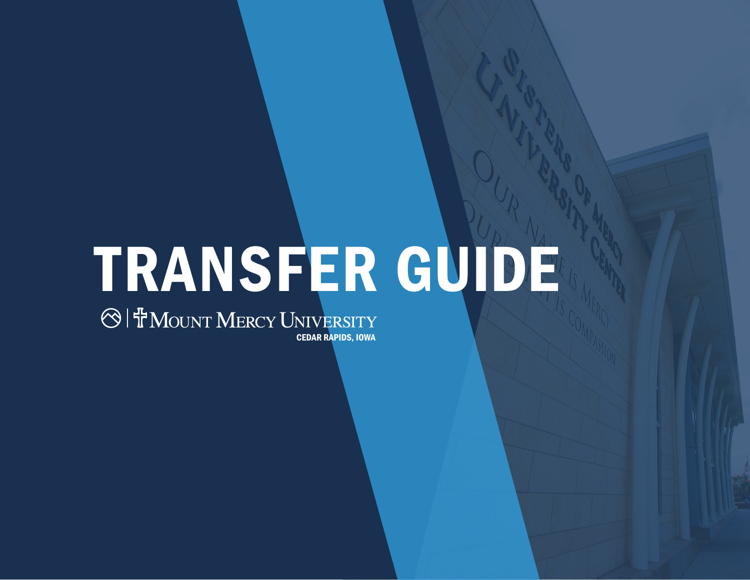# TRANSFER GUIDE

Mount Mercy University

**CEDAR RAPIDS, IOWA**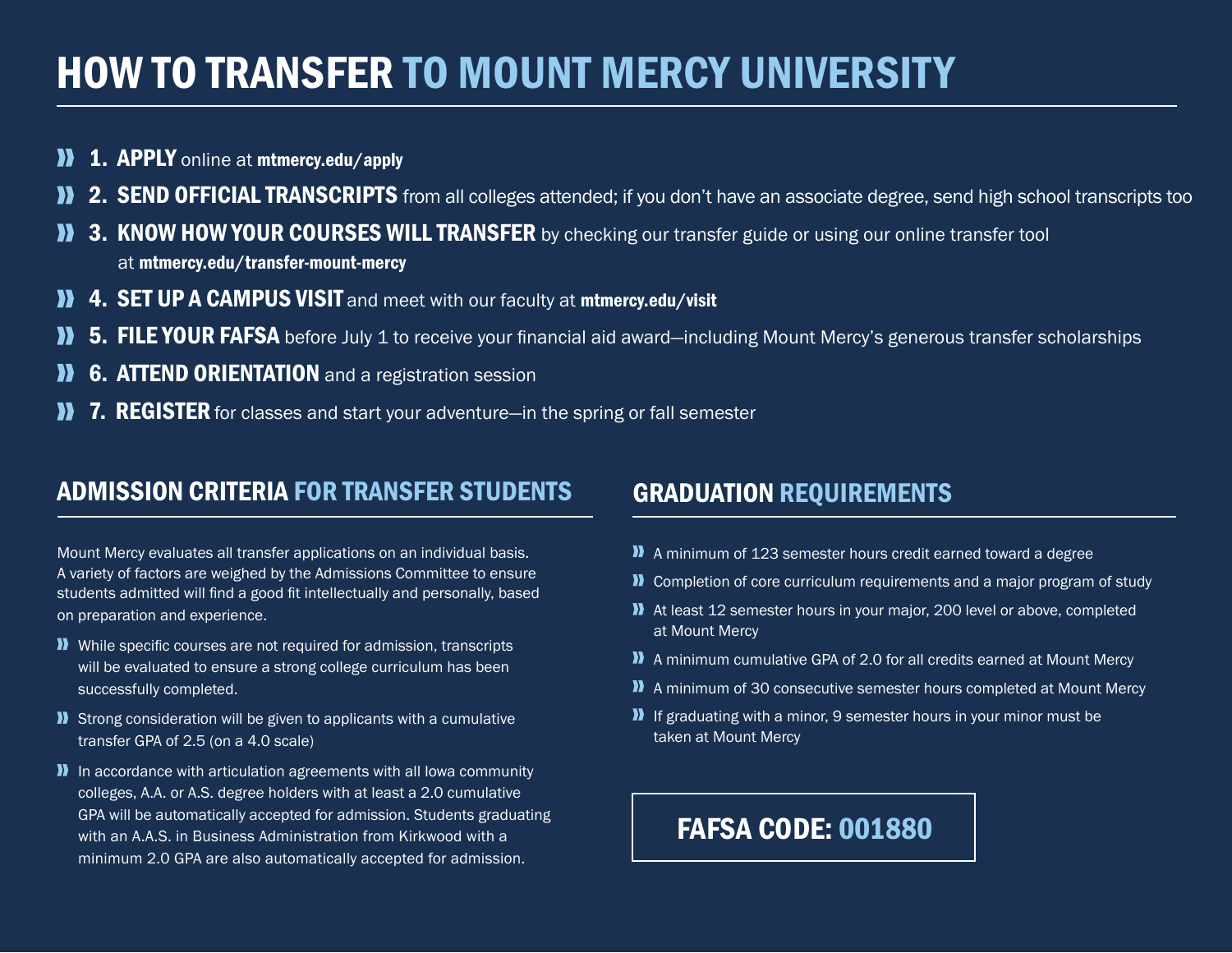# HOW TO TRANSFER TO MOUNT MERCY UNIVERSITY

1. **APPLY** online at **mtmercy.edu/apply**
2. **SEND OFFICIAL TRANSCRIPTS** from all colleges attended; if you don't have an associate degree, send high school transcripts too
3. **KNOW HOW YOUR COURSES WILL TRANSFER** by checking our transfer guide or using our online transfer tool at **mtmercy.edu/transfer-mount-mercy**
4. **SET UP A CAMPUS VISIT** and meet with our faculty at **mtmercy.edu/visit**
5. **FILE YOUR FAFSA** before July 1 to receive your financial aid award—including Mount Mercy's generous transfer scholarships
6. **ATTEND ORIENTATION** and a registration session
7. **REGISTER** for classes and start your adventure—in the spring or fall semester

## ADMISSION CRITERIA FOR TRANSFER STUDENTS

Mount Mercy evaluates all transfer applications on an individual basis. A variety of factors are weighed by the Admissions Committee to ensure students admitted will find a good fit intellectually and personally, based on preparation and experience.

- While specific courses are not required for admission, transcripts will be evaluated to ensure a strong college curriculum has been successfully completed.
- Strong consideration will be given to applicants with a cumulative transfer GPA of 2.5 (on a 4.0 scale)
- In accordance with articulation agreements with all Iowa community colleges, A.A. or A.S. degree holders with at least a 2.0 cumulative GPA will be automatically accepted for admission. Students graduating with an A.A.S. in Business Administration from Kirkwood with a minimum 2.0 GPA are also automatically accepted for admission.

## GRADUATION REQUIREMENTS

- A minimum of 123 semester hours credit earned toward a degree
- Completion of core curriculum requirements and a major program of study
- At least 12 semester hours in your major, 200 level or above, completed at Mount Mercy
- A minimum cumulative GPA of 2.0 for all credits earned at Mount Mercy
- A minimum of 30 consecutive semester hours completed at Mount Mercy
- If graduating with a minor, 9 semester hours in your minor must be taken at Mount Mercy

**FAFSA CODE: 001880**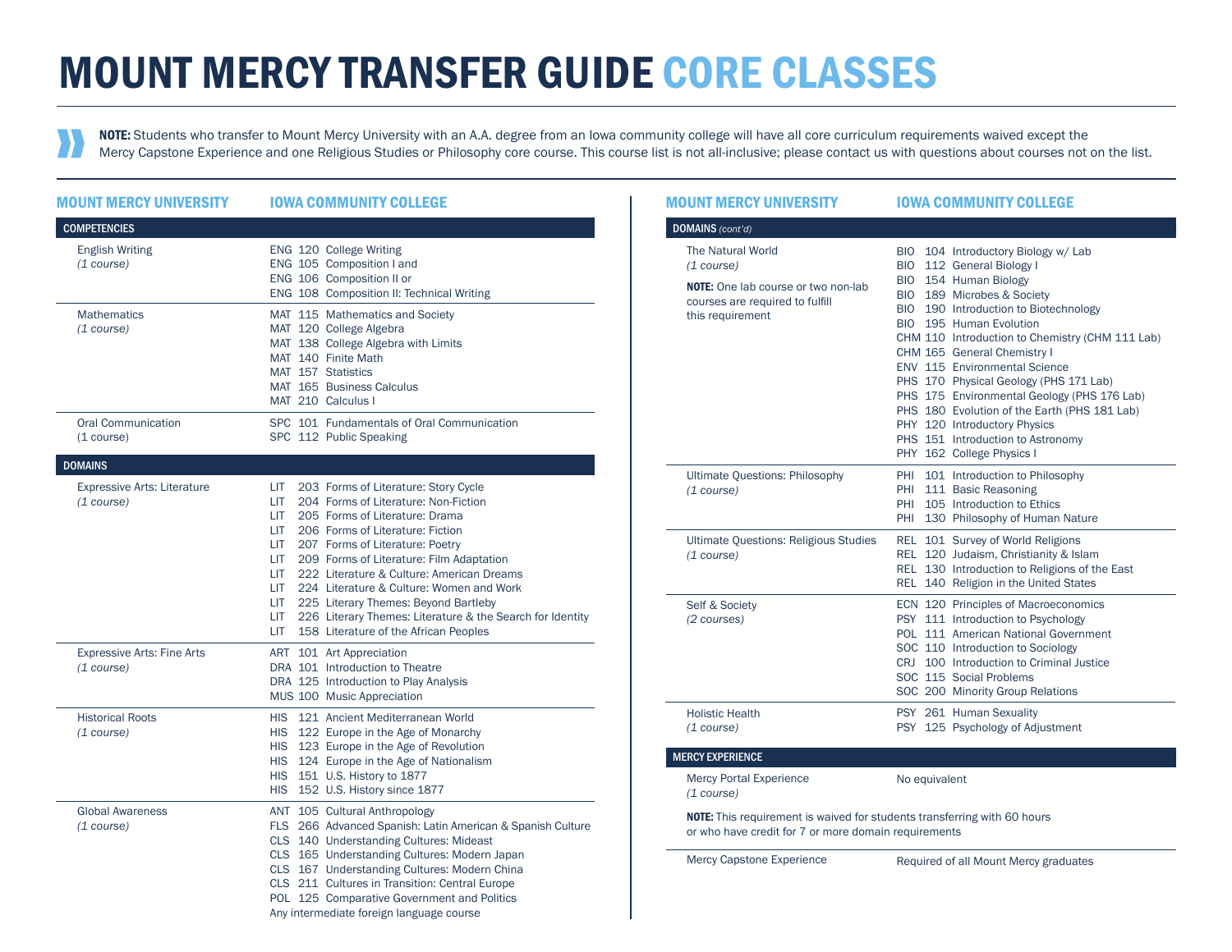# MOUNT MERCY TRANSFER GUIDE CORE CLASSES

**NOTE:** Students who transfer to Mount Mercy University with an A.A. degree from an Iowa community college will have all core curriculum requirements waived except the Mercy Capstone Experience and one Religious Studies or Philosophy core course. This course list is not all-inclusive; please contact us with questions about courses not on the list.

| MOUNT MERCY UNIVERSITY | IOWA COMMUNITY COLLEGE |
|---|---|
| **COMPETENCIES** | |
| English Writing *(1 course)* | ENG 120 College Writing<br>ENG 105 Composition I and<br>ENG 106 Composition II or<br>ENG 108 Composition II: Technical Writing |
| Mathematics *(1 course)* | MAT 115 Mathematics and Society<br>MAT 120 College Algebra<br>MAT 138 College Algebra with Limits<br>MAT 140 Finite Math<br>MAT 157 Statistics<br>MAT 165 Business Calculus<br>MAT 210 Calculus I |
| Oral Communication (1 course) | SPC 101 Fundamentals of Oral Communication<br>SPC 112 Public Speaking |
| **DOMAINS** | |
| Expressive Arts: Literature *(1 course)* | LIT 203 Forms of Literature: Story Cycle<br>LIT 204 Forms of Literature: Non-Fiction<br>LIT 205 Forms of Literature: Drama<br>LIT 206 Forms of Literature: Fiction<br>LIT 207 Forms of Literature: Poetry<br>LIT 209 Forms of Literature: Film Adaptation<br>LIT 222 Literature & Culture: American Dreams<br>LIT 224 Literature & Culture: Women and Work<br>LIT 225 Literary Themes: Beyond Bartleby<br>LIT 226 Literary Themes: Literature & the Search for Identity<br>LIT 158 Literature of the African Peoples |
| Expressive Arts: Fine Arts *(1 course)* | ART 101 Art Appreciation<br>DRA 101 Introduction to Theatre<br>DRA 125 Introduction to Play Analysis<br>MUS 100 Music Appreciation |
| Historical Roots *(1 course)* | HIS 121 Ancient Mediterranean World<br>HIS 122 Europe in the Age of Monarchy<br>HIS 123 Europe in the Age of Revolution<br>HIS 124 Europe in the Age of Nationalism<br>HIS 151 U.S. History to 1877<br>HIS 152 U.S. History since 1877 |
| Global Awareness *(1 course)* | ANT 105 Cultural Anthropology<br>FLS 266 Advanced Spanish: Latin American & Spanish Culture<br>CLS 140 Understanding Cultures: Mideast<br>CLS 165 Understanding Cultures: Modern Japan<br>CLS 167 Understanding Cultures: Modern China<br>CLS 211 Cultures in Transition: Central Europe<br>POL 125 Comparative Government and Politics<br>Any intermediate foreign language course |
| **DOMAINS** *(cont'd)* | |
| The Natural World *(1 course)*<br><br>**NOTE:** One lab course or two non-lab courses are required to fulfill this requirement | BIO 104 Introductory Biology w/ Lab<br>BIO 112 General Biology I<br>BIO 154 Human Biology<br>BIO 189 Microbes & Society<br>BIO 190 Introduction to Biotechnology<br>BIO 195 Human Evolution<br>CHM 110 Introduction to Chemistry (CHM 111 Lab)<br>CHM 165 General Chemistry I<br>ENV 115 Environmental Science<br>PHS 170 Physical Geology (PHS 171 Lab)<br>PHS 175 Environmental Geology (PHS 176 Lab)<br>PHS 180 Evolution of the Earth (PHS 181 Lab)<br>PHY 120 Introductory Physics<br>PHS 151 Introduction to Astronomy<br>PHY 162 College Physics I |
| Ultimate Questions: Philosophy *(1 course)* | PHI 101 Introduction to Philosophy<br>PHI 111 Basic Reasoning<br>PHI 105 Introduction to Ethics<br>PHI 130 Philosophy of Human Nature |
| Ultimate Questions: Religious Studies *(1 course)* | REL 101 Survey of World Religions<br>REL 120 Judaism, Christianity & Islam<br>REL 130 Introduction to Religions of the East<br>REL 140 Religion in the United States |
| Self & Society *(2 courses)* | ECN 120 Principles of Macroeconomics<br>PSY 111 Introduction to Psychology<br>POL 111 American National Government<br>SOC 110 Introduction to Sociology<br>CRJ 100 Introduction to Criminal Justice<br>SOC 115 Social Problems<br>SOC 200 Minority Group Relations |
| Holistic Health *(1 course)* | PSY 261 Human Sexuality<br>PSY 125 Psychology of Adjustment |
| **MERCY EXPERIENCE** | |
| Mercy Portal Experience *(1 course)*<br><br>**NOTE:** This requirement is waived for students transferring with 60 hours or who have credit for 7 or more domain requirements | No equivalent |
| Mercy Capstone Experience | Required of all Mount Mercy graduates |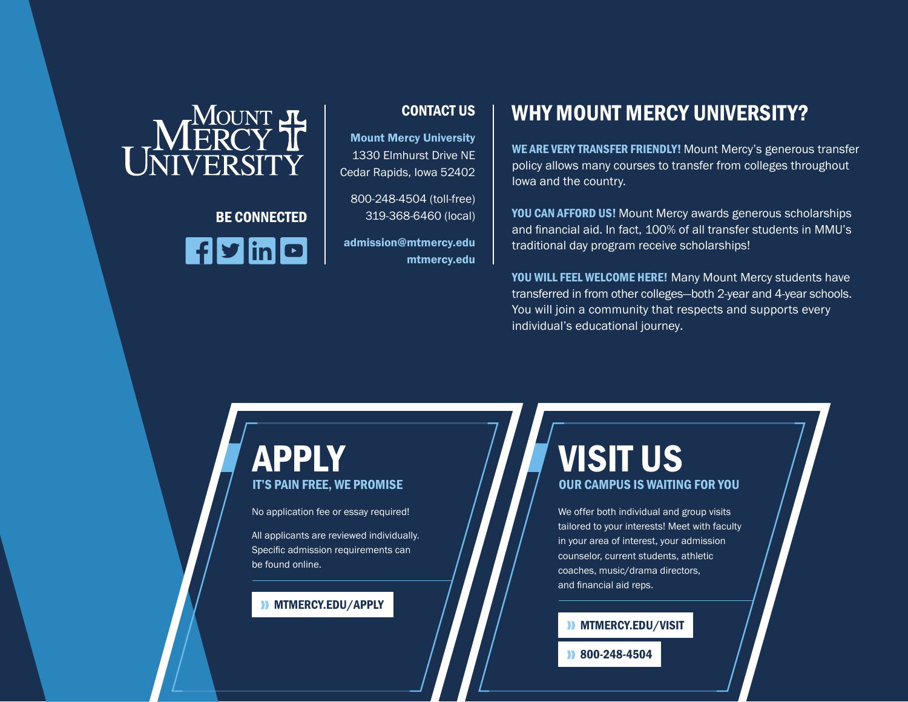Mount Mercy University

## BE CONNECTED

## CONTACT US

**Mount Mercy University**
1330 Elmhurst Drive NE
Cedar Rapids, Iowa 52402

800-248-4504 (toll-free)
319-368-6460 (local)

**admission@mtmercy.edu**
**mtmercy.edu**

## WHY MOUNT MERCY UNIVERSITY?

**WE ARE VERY TRANSFER FRIENDLY!** Mount Mercy's generous transfer policy allows many courses to transfer from colleges throughout Iowa and the country.

**YOU CAN AFFORD US!** Mount Mercy awards generous scholarships and financial aid. In fact, 100% of all transfer students in MMU's traditional day program receive scholarships!

**YOU WILL FEEL WELCOME HERE!** Many Mount Mercy students have transferred in from other colleges—both 2-year and 4-year schools. You will join a community that respects and supports every individual's educational journey.

## APPLY

### IT'S PAIN FREE, WE PROMISE

No application fee or essay required!

All applicants are reviewed individually. Specific admission requirements can be found online.

**MTMERCY.EDU/APPLY**

## VISIT US

### OUR CAMPUS IS WAITING FOR YOU

We offer both individual and group visits tailored to your interests! Meet with faculty in your area of interest, your admission counselor, current students, athletic coaches, music/drama directors, and financial aid reps.

**MTMERCY.EDU/VISIT**

**800-248-4504**